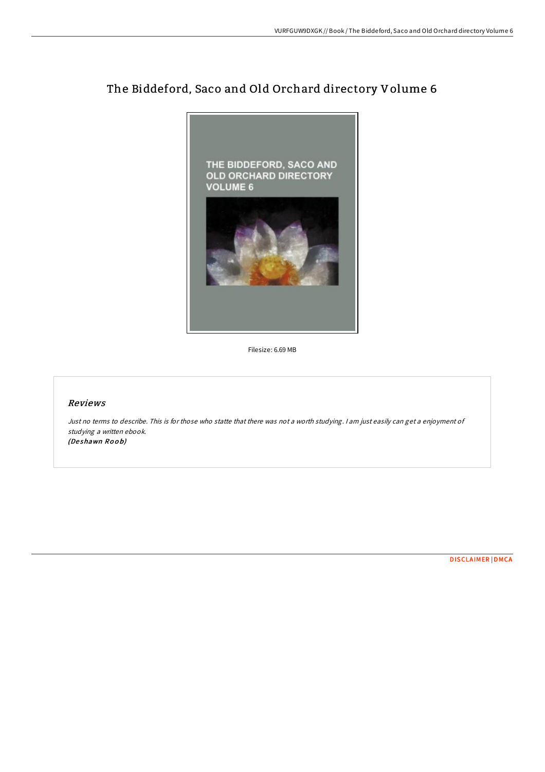# The Biddeford, Saco and Old Orchard directory Volume 6

Filesize: 6.69 MB

## *Reviews*

*Just no terms to describe. This is for those who statte that there was not a worth studying. I am just easily can get a enjoyment of studying a written ebook.*
***(Deshawn Roob)***

DISCLAIMER | DMCA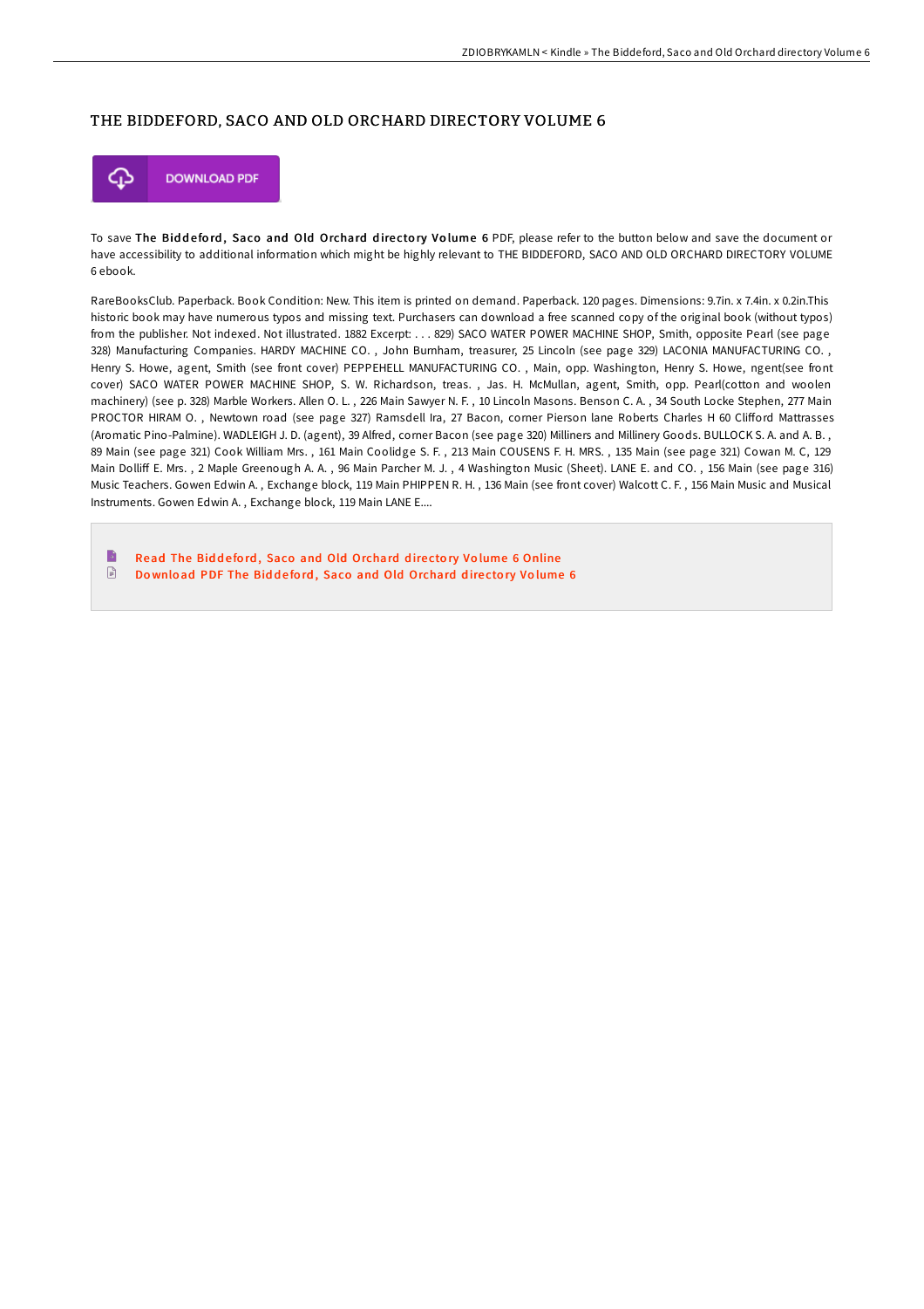# THE BIDDEFORD, SACO AND OLD ORCHARD DIRECTORY VOLUME 6

DOWNLOAD PDF

To save **The Biddeford, Saco and Old Orchard directory Volume 6** PDF, please refer to the button below and save the document or have accessibility to additional information which might be highly relevant to THE BIDDEFORD, SACO AND OLD ORCHARD DIRECTORY VOLUME 6 ebook.

RareBooksClub. Paperback. Book Condition: New. This item is printed on demand. Paperback. 120 pages. Dimensions: 9.7in. x 7.4in. x 0.2in.This historic book may have numerous typos and missing text. Purchasers can download a free scanned copy of the original book (without typos) from the publisher. Not indexed. Not illustrated. 1882 Excerpt: . . . 829) SACO WATER POWER MACHINE SHOP, Smith, opposite Pearl (see page 328) Manufacturing Companies. HARDY MACHINE CO. , John Burnham, treasurer, 25 Lincoln (see page 329) LACONIA MANUFACTURING CO. , Henry S. Howe, agent, Smith (see front cover) PEPPEHELL MANUFACTURING CO. , Main, opp. Washington, Henry S. Howe, ngent(see front cover) SACO WATER POWER MACHINE SHOP, S. W. Richardson, treas. , Jas. H. McMullan, agent, Smith, opp. Pearl(cotton and woolen machinery) (see p. 328) Marble Workers. Allen O. L. , 226 Main Sawyer N. F. , 10 Lincoln Masons. Benson C. A. , 34 South Locke Stephen, 277 Main PROCTOR HIRAM O. , Newtown road (see page 327) Ramsdell Ira, 27 Bacon, corner Pierson lane Roberts Charles H 60 Clifford Mattrasses (Aromatic Pino-Palmine). WADLEIGH J. D. (agent), 39 Alfred, corner Bacon (see page 320) Milliners and Millinery Goods. BULLOCK S. A. and A. B. , 89 Main (see page 321) Cook William Mrs. , 161 Main Coolidge S. F. , 213 Main COUSENS F. H. MRS. , 135 Main (see page 321) Cowan M. C, 129 Main Dolliff E. Mrs. , 2 Maple Greenough A. A. , 96 Main Parcher M. J. , 4 Washington Music (Sheet). LANE E. and CO. , 156 Main (see page 316) Music Teachers. Gowen Edwin A. , Exchange block, 119 Main PHIPPEN R. H. , 136 Main (see front cover) Walcott C. F. , 156 Main Music and Musical Instruments. Gowen Edwin A. , Exchange block, 119 Main LANE E....

- Read The Biddeford, Saco and Old Orchard directory Volume 6 Online
- Download PDF The Biddeford, Saco and Old Orchard directory Volume 6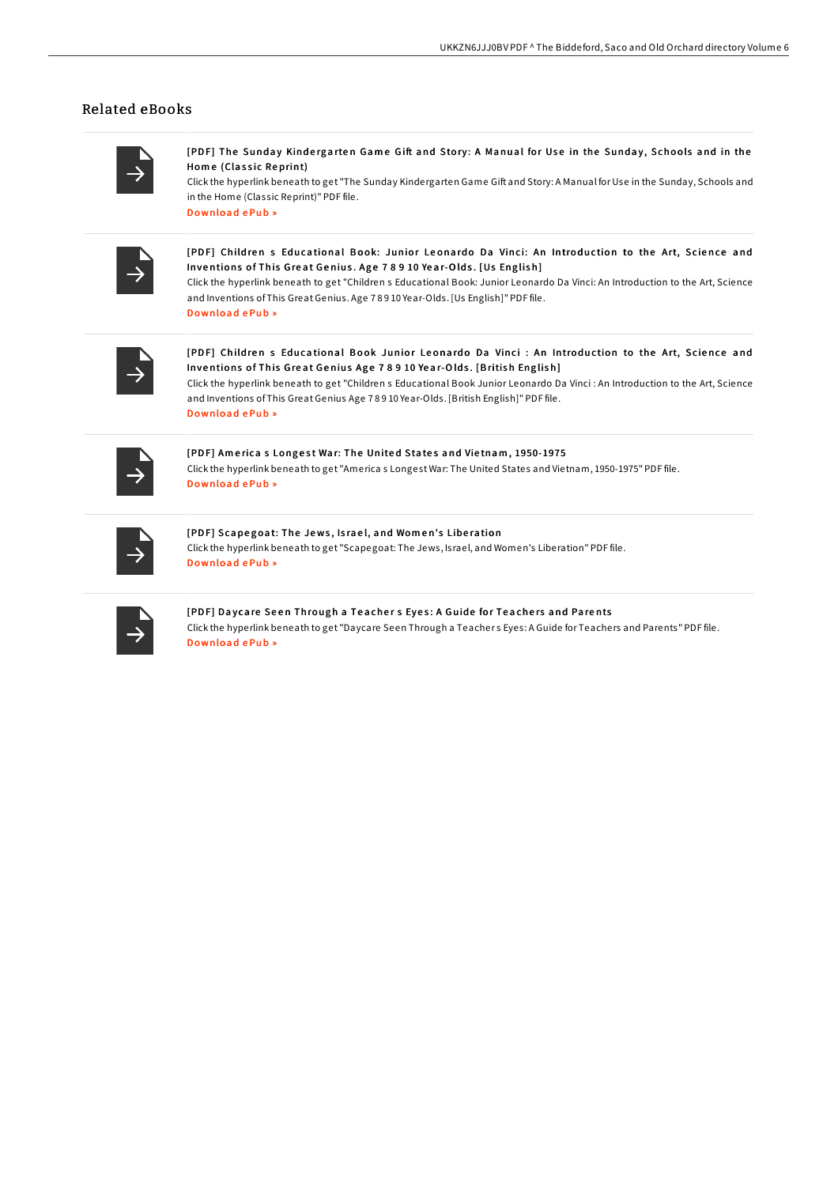## Related eBooks

**[PDF] The Sunday Kindergarten Game Gift and Story: A Manual for Use in the Sunday, Schools and in the Home (Classic Reprint)**

Click the hyperlink beneath to get "The Sunday Kindergarten Game Gift and Story: A Manual for Use in the Sunday, Schools and in the Home (Classic Reprint)" PDF file.

Download ePub »

**[PDF] Children s Educational Book: Junior Leonardo Da Vinci: An Introduction to the Art, Science and Inventions of This Great Genius. Age 7 8 9 10 Year-Olds. [Us English]**

Click the hyperlink beneath to get "Children s Educational Book: Junior Leonardo Da Vinci: An Introduction to the Art, Science and Inventions of This Great Genius. Age 7 8 9 10 Year-Olds. [Us English]" PDF file.

Download ePub »

**[PDF] Children s Educational Book Junior Leonardo Da Vinci : An Introduction to the Art, Science and Inventions of This Great Genius Age 7 8 9 10 Year-Olds. [British English]**

Click the hyperlink beneath to get "Children s Educational Book Junior Leonardo Da Vinci : An Introduction to the Art, Science and Inventions of This Great Genius Age 7 8 9 10 Year-Olds. [British English]" PDF file.

Download ePub »

**[PDF] America s Longest War: The United States and Vietnam, 1950-1975**

Click the hyperlink beneath to get "America s Longest War: The United States and Vietnam, 1950-1975" PDF file.

Download ePub »

**[PDF] Scapegoat: The Jews, Israel, and Women's Liberation**

Click the hyperlink beneath to get "Scapegoat: The Jews, Israel, and Women's Liberation" PDF file.

Download ePub »

**[PDF] Daycare Seen Through a Teacher s Eyes: A Guide for Teachers and Parents**

Click the hyperlink beneath to get "Daycare Seen Through a Teacher s Eyes: A Guide for Teachers and Parents" PDF file.

Download ePub »